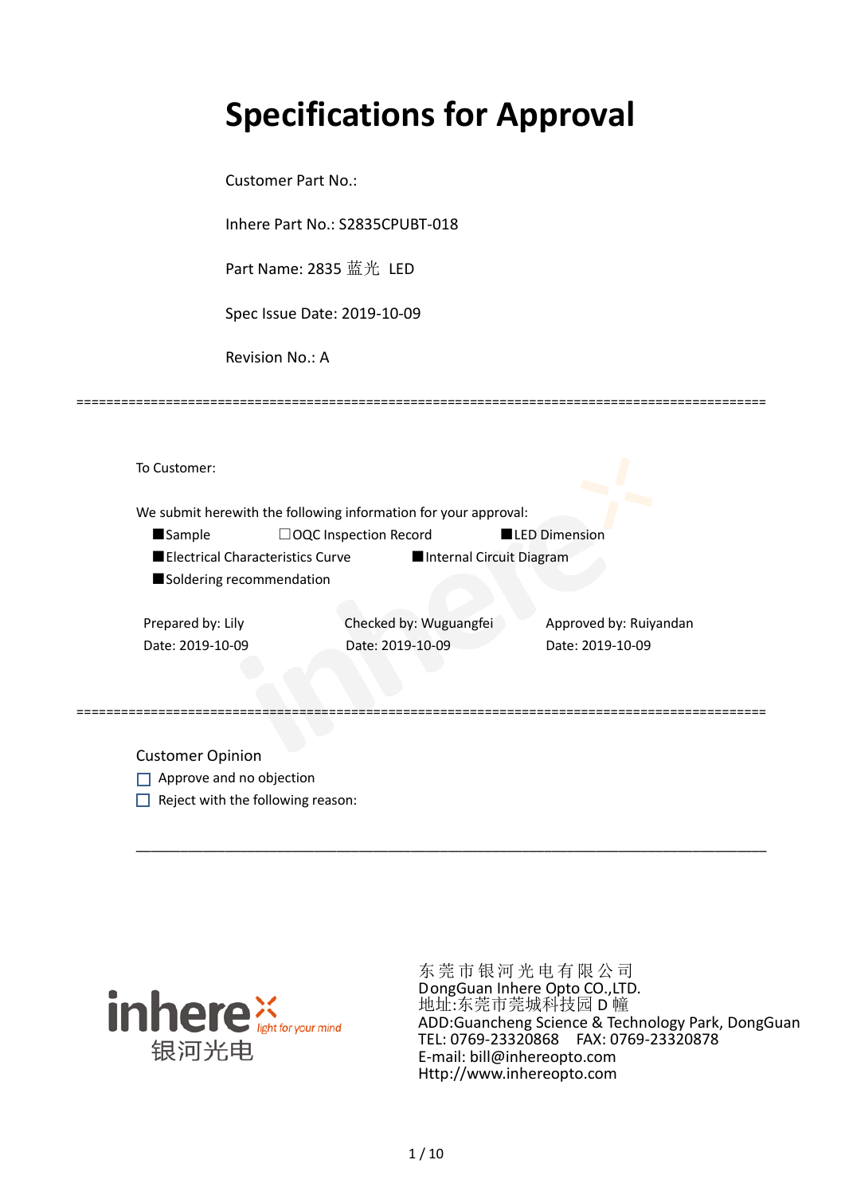# Specifications for Approval

Customer Part No.:

Inhere Part No.: S2835CPUBT-018

Part Name: 2835 蓝光 LED

Spec Issue Date: 2019-10-09

Revision No.: A

==========================================================================================

To Customer:

We submit herewith the following information for your approval:

■Sample ☐OQC Inspection Record ■LED Dimension

■Electrical Characteristics Curve ■Internal Circuit Diagram

■Soldering recommendation

| Prepared by: Lily | Checked by: Wuguangfei | Approved by: Ruiyandan |
|---|---|---|
| Date: 2019-10-09 | Date: 2019-10-09 | Date: 2019-10-09 |

==========================================================================================

Customer Opinion

☐ Approve and no objection

☐ Reject with the following reason:

________________________________________________________________________________

inhere light for your mind 银河光电

东 莞 市 银 河 光 电 有 限 公 司
DongGuan Inhere Opto CO.,LTD.
地址:东莞市莞城科技园 D 幢
ADD:Guancheng Science & Technology Park, DongGuan
TEL: 0769-23320868 FAX: 0769-23320878
E-mail: bill@inhereopto.com
Http://www.inhereopto.com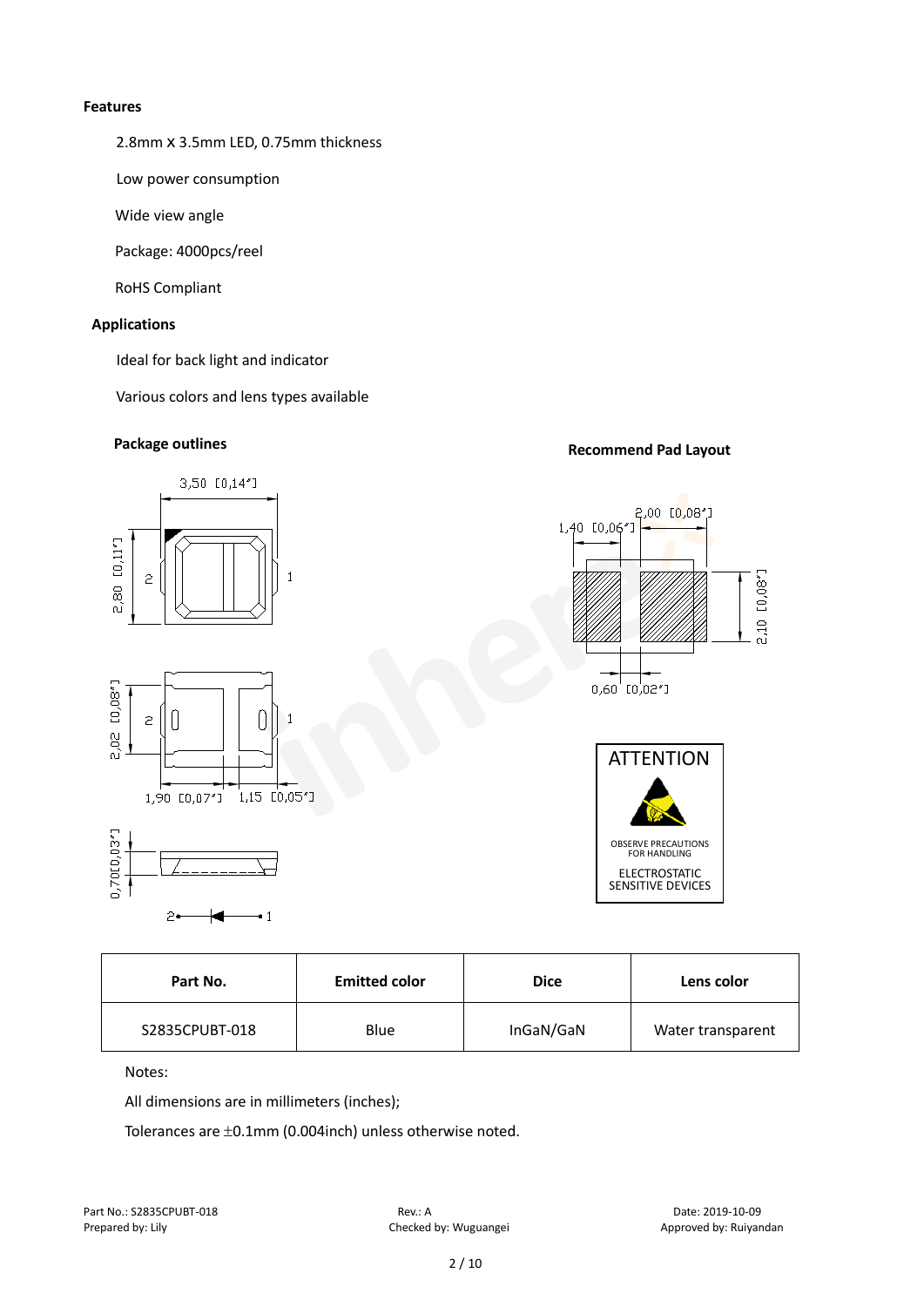**Features**

2.8mm X 3.5mm LED, 0.75mm thickness

Low power consumption

Wide view angle

Package: 4000pcs/reel

RoHS Compliant

**Applications**

Ideal for back light and indicator

Various colors and lens types available

**Package outlines**

**Recommend Pad Layout**

ATTENTION

OBSERVE PRECAUTIONS FOR HANDLING

ELECTROSTATIC SENSITIVE DEVICES

| Part No. | Emitted color | Dice | Lens color |
|---|---|---|---|
| S2835CPUBT-018 | Blue | InGaN/GaN | Water transparent |

Notes:

All dimensions are in millimeters (inches);

Tolerances are ±0.1mm (0.004inch) unless otherwise noted.

Part No.: S2835CPUBT-018 Rev.: A Date: 2019-10-09

Prepared by: Lily Checked by: Wuguangei Approved by: Ruiyandan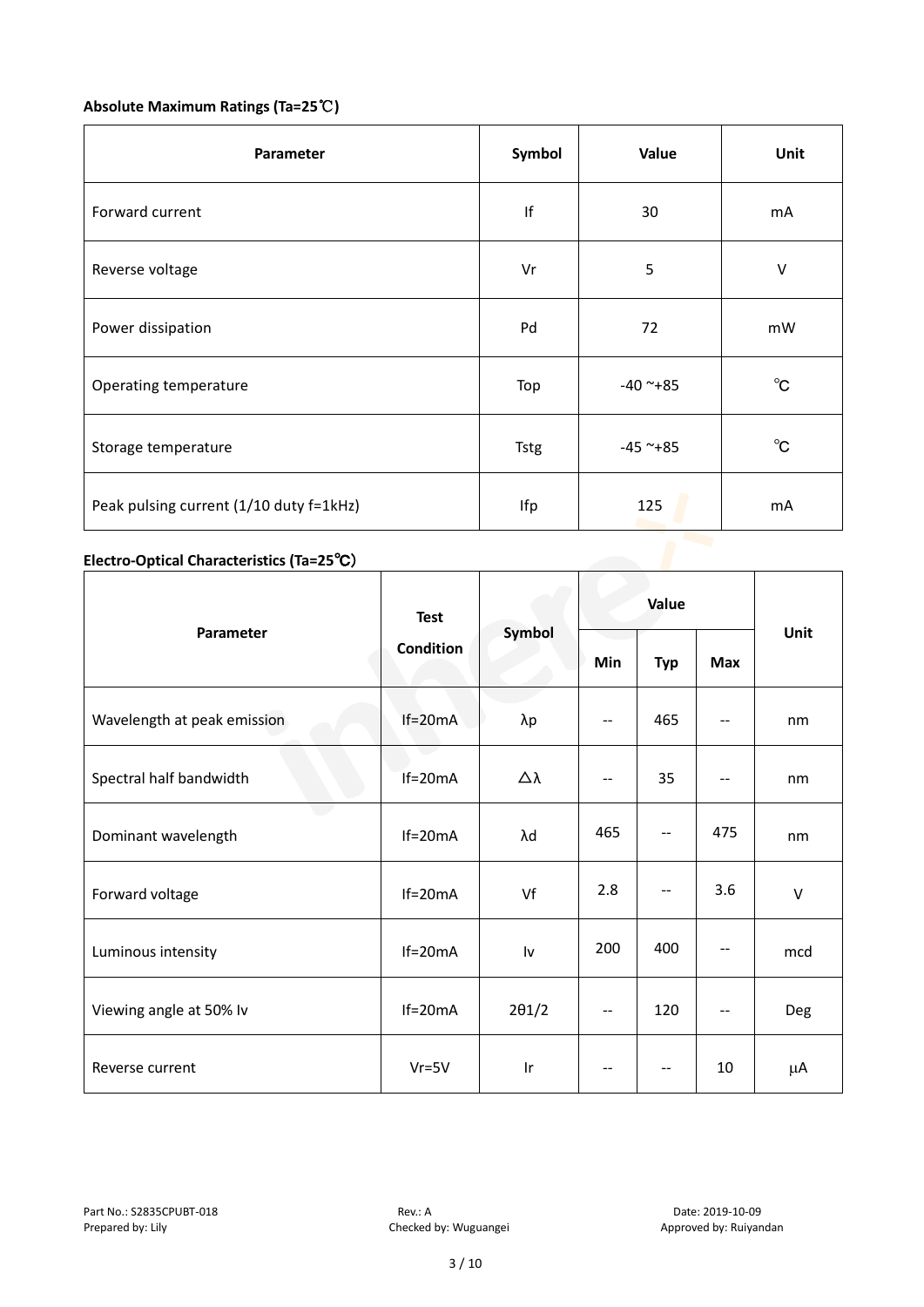**Absolute Maximum Ratings (Ta=25℃)**

| Parameter | Symbol | Value | Unit |
|---|---|---|---|
| Forward current | If | 30 | mA |
| Reverse voltage | Vr | 5 | V |
| Power dissipation | Pd | 72 | mW |
| Operating temperature | Top | -40 ~+85 | ℃ |
| Storage temperature | Tstg | -45 ~+85 | ℃ |
| Peak pulsing current (1/10 duty f=1kHz) | Ifp | 125 | mA |

**Electro-Optical Characteristics (Ta=25℃)**

| Parameter | Test Condition | Symbol | Value | | | Unit |
|---|---|---|---|---|---|---|
| | | | Min | Typ | Max | |
| Wavelength at peak emission | If=20mA | λp | -- | 465 | -- | nm |
| Spectral half bandwidth | If=20mA | △λ | -- | 35 | -- | nm |
| Dominant wavelength | If=20mA | λd | 465 | -- | 475 | nm |
| Forward voltage | If=20mA | Vf | 2.8 | -- | 3.6 | V |
| Luminous intensity | If=20mA | Iv | 200 | 400 | -- | mcd |
| Viewing angle at 50% Iv | If=20mA | 2θ1/2 | -- | 120 | -- | Deg |
| Reverse current | Vr=5V | Ir | -- | -- | 10 | μA |

Part No.: S2835CPUBT-018 Rev.: A Date: 2019-10-09
Prepared by: Lily Checked by: Wuguangei Approved by: Ruiyandan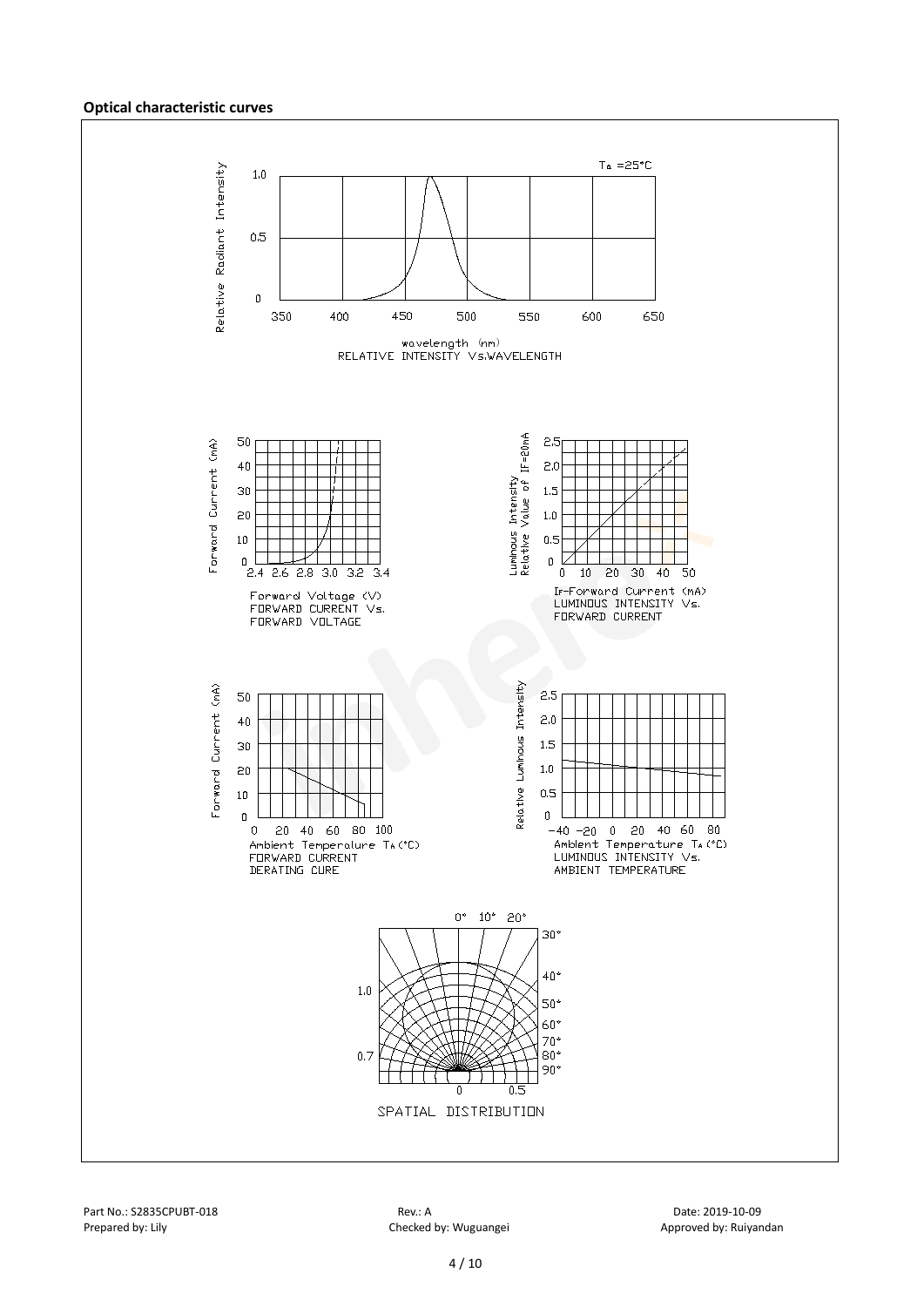**Optical characteristic curves**

Ta =25°C

Relative Radiant Intensity

wavelength (nm)
RELATIVE INTENSITY Vs.WAVELENGTH

Forward Current (mA)

Forward Voltage (V)
FORWARD CURRENT Vs.
FORWARD VOLTAGE

Luminous Intensity
Relative Value of IF=20mA

IF-Forward Current (mA)
LUMINOUS INTENSITY Vs.
FORWARD CURRENT

Forward Current (mA)

Ambient Temperature TA (°C)
FORWARD CURRENT
DERATING CURE

Relative Luminous Intensity

Ambient Temperature TA (°C)
LUMINOUS INTENSITY Vs.
AMBIENT TEMPERATURE

SPATIAL DISTRIBUTION

Part No.: S2835CPUBT-018 | Rev.: A | Date: 2019-10-09

Prepared by: Lily | Checked by: Wuguangei | Approved by: Ruiyandan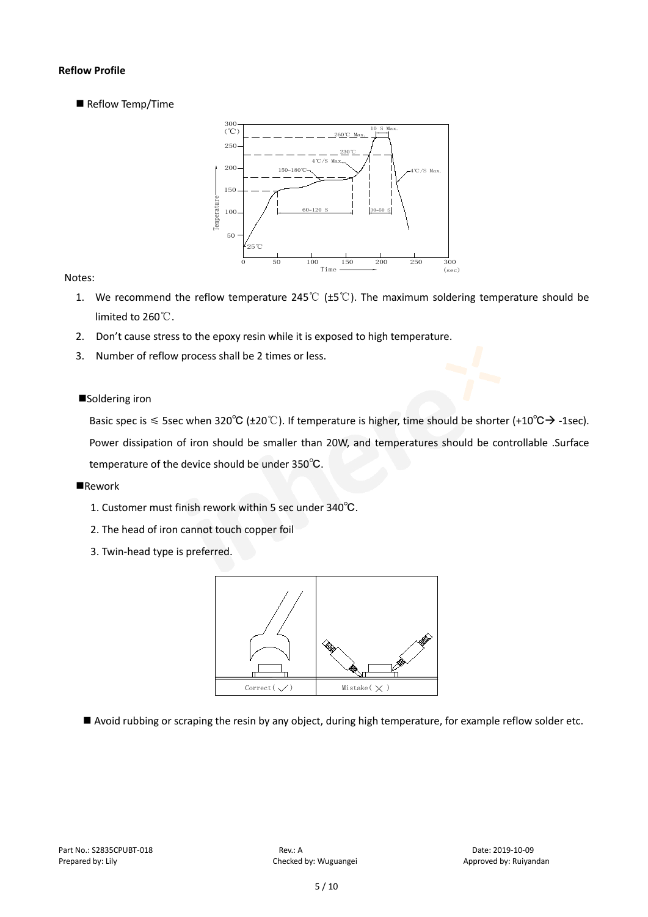**Reflow Profile**

■ Reflow Temp/Time

Notes:

1. We recommend the reflow temperature 245℃ (±5℃). The maximum soldering temperature should be limited to 260℃.
2. Don't cause stress to the epoxy resin while it is exposed to high temperature.
3. Number of reflow process shall be 2 times or less.

■Soldering iron

Basic spec is ≤ 5sec when 320℃ (±20℃). If temperature is higher, time should be shorter (+10℃→ -1sec). Power dissipation of iron should be smaller than 20W, and temperatures should be controllable .Surface temperature of the device should be under 350℃.

■Rework

1. Customer must finish rework within 5 sec under 340℃.
2. The head of iron cannot touch copper foil
3. Twin-head type is preferred.

■ Avoid rubbing or scraping the resin by any object, during high temperature, for example reflow solder etc.

Part No.: S2835CPUBT-018　　Rev.: A　　Date: 2019-10-09
Prepared by: Lily　　Checked by: Wuguangei　　Approved by: Ruiyandan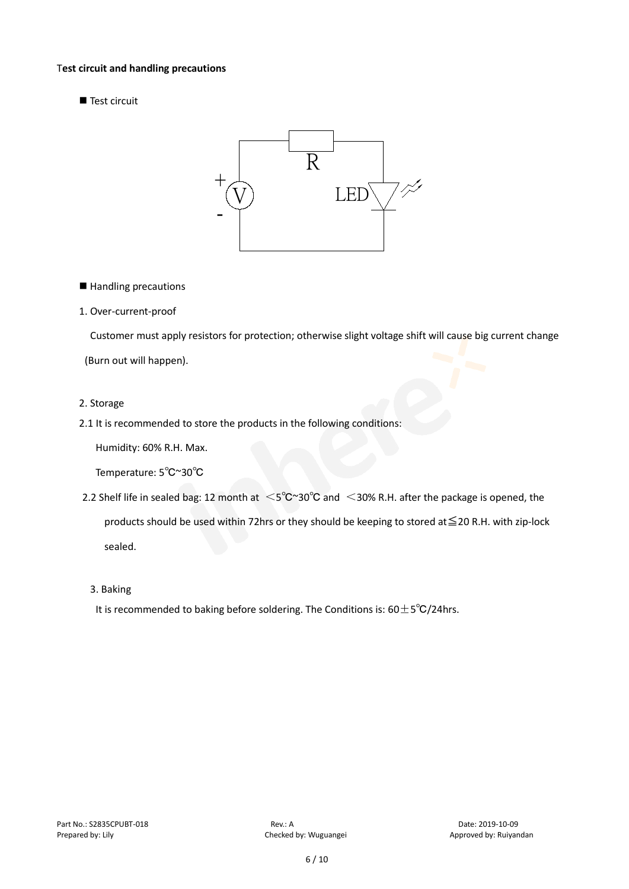**Test circuit and handling precautions**

■ Test circuit

■ Handling precautions

1. Over-current-proof

Customer must apply resistors for protection; otherwise slight voltage shift will cause big current change (Burn out will happen).

2. Storage

2.1 It is recommended to store the products in the following conditions:

Humidity: 60% R.H. Max.

Temperature: 5℃~30℃

2.2 Shelf life in sealed bag: 12 month at <5℃~30℃ and <30% R.H. after the package is opened, the products should be used within 72hrs or they should be keeping to stored at≦20 R.H. with zip-lock sealed.

3. Baking

It is recommended to baking before soldering. The Conditions is: 60±5℃/24hrs.

Part No.: S2835CPUBT-018 Rev.: A Date: 2019-10-09
Prepared by: Lily Checked by: Wuguangei Approved by: Ruiyandan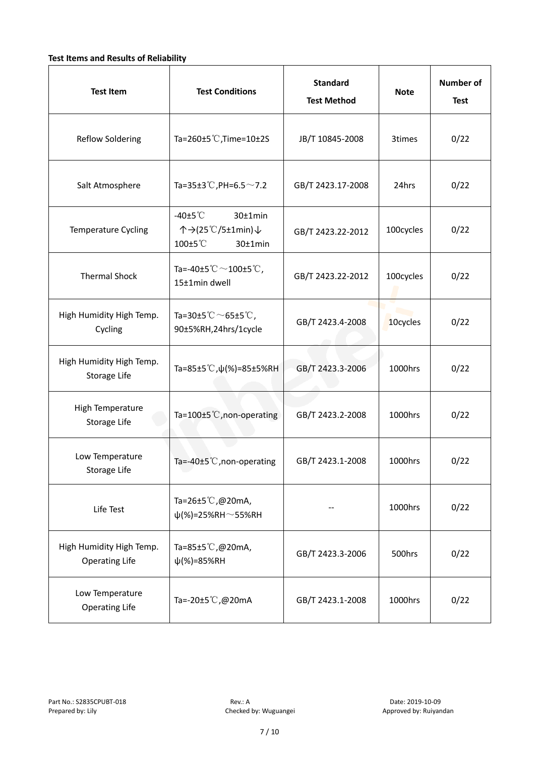**Test Items and Results of Reliability**

| Test Item | Test Conditions | Standard Test Method | Note | Number of Test |
|---|---|---|---|---|
| Reflow Soldering | Ta=260±5℃,Time=10±2S | JB/T 10845-2008 | 3times | 0/22 |
| Salt Atmosphere | Ta=35±3℃,PH=6.5～7.2 | GB/T 2423.17-2008 | 24hrs | 0/22 |
| Temperature Cycling | -40±5℃ 30±1min ↑→(25℃/5±1min)↓ 100±5℃ 30±1min | GB/T 2423.22-2012 | 100cycles | 0/22 |
| Thermal Shock | Ta=-40±5℃～100±5℃, 15±1min dwell | GB/T 2423.22-2012 | 100cycles | 0/22 |
| High Humidity High Temp. Cycling | Ta=30±5℃～65±5℃, 90±5%RH,24hrs/1cycle | GB/T 2423.4-2008 | 10cycles | 0/22 |
| High Humidity High Temp. Storage Life | Ta=85±5℃,ψ(%)=85±5%RH | GB/T 2423.3-2006 | 1000hrs | 0/22 |
| High Temperature Storage Life | Ta=100±5℃,non-operating | GB/T 2423.2-2008 | 1000hrs | 0/22 |
| Low Temperature Storage Life | Ta=-40±5℃,non-operating | GB/T 2423.1-2008 | 1000hrs | 0/22 |
| Life Test | Ta=26±5℃,@20mA, ψ(%)=25%RH～55%RH | -- | 1000hrs | 0/22 |
| High Humidity High Temp. Operating Life | Ta=85±5℃,@20mA, ψ(%)=85%RH | GB/T 2423.3-2006 | 500hrs | 0/22 |
| Low Temperature Operating Life | Ta=-20±5℃,@20mA | GB/T 2423.1-2008 | 1000hrs | 0/22 |

Part No.: S2835CPUBT-018 Rev.: A Date: 2019-10-09
Prepared by: Lily Checked by: Wuguangei Approved by: Ruiyandan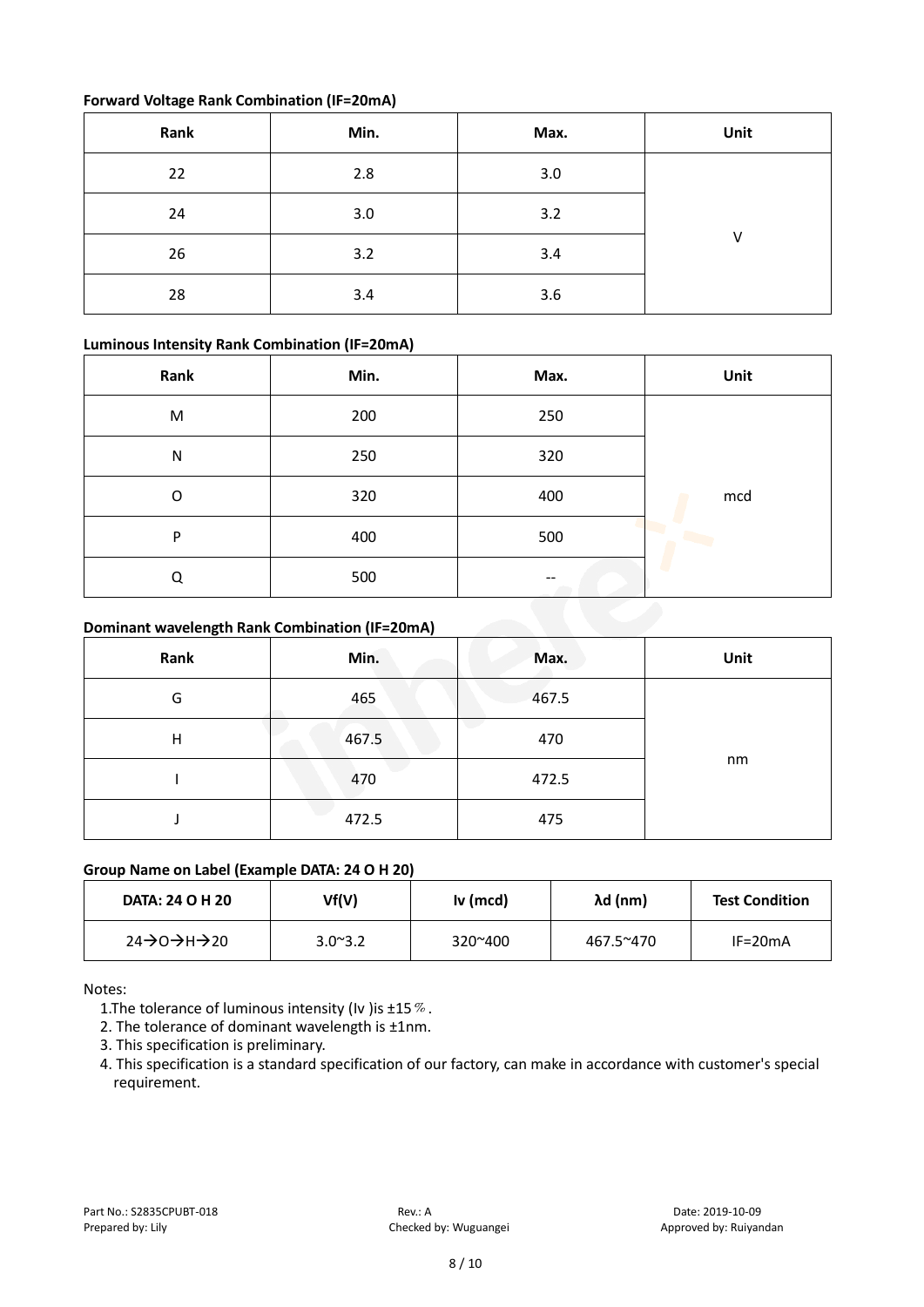**Forward Voltage Rank Combination (IF=20mA)**

| Rank | Min. | Max. | Unit |
| --- | --- | --- | --- |
| 22 | 2.8 | 3.0 | V |
| 24 | 3.0 | 3.2 | |
| 26 | 3.2 | 3.4 | |
| 28 | 3.4 | 3.6 | |

**Luminous Intensity Rank Combination (IF=20mA)**

| Rank | Min. | Max. | Unit |
| --- | --- | --- | --- |
| M | 200 | 250 | mcd |
| N | 250 | 320 | |
| O | 320 | 400 | |
| P | 400 | 500 | |
| Q | 500 | -- | |

**Dominant wavelength Rank Combination (IF=20mA)**

| Rank | Min. | Max. | Unit |
| --- | --- | --- | --- |
| G | 465 | 467.5 | nm |
| H | 467.5 | 470 | |
| I | 470 | 472.5 | |
| J | 472.5 | 475 | |

**Group Name on Label (Example DATA: 24 O H 20)**

| DATA: 24 O H 20 | Vf(V) | Iv (mcd) | λd (nm) | Test Condition |
| --- | --- | --- | --- | --- |
| 24→O→H→20 | 3.0~3.2 | 320~400 | 467.5~470 | IF=20mA |

Notes:

1. The tolerance of luminous intensity (Iv )is ±15％.
2. The tolerance of dominant wavelength is ±1nm.
3. This specification is preliminary.
4. This specification is a standard specification of our factory, can make in accordance with customer's special requirement.

Part No.: S2835CPUBT-018    Rev.: A    Date: 2019-10-09
Prepared by: Lily    Checked by: Wuguangei    Approved by: Ruiyandan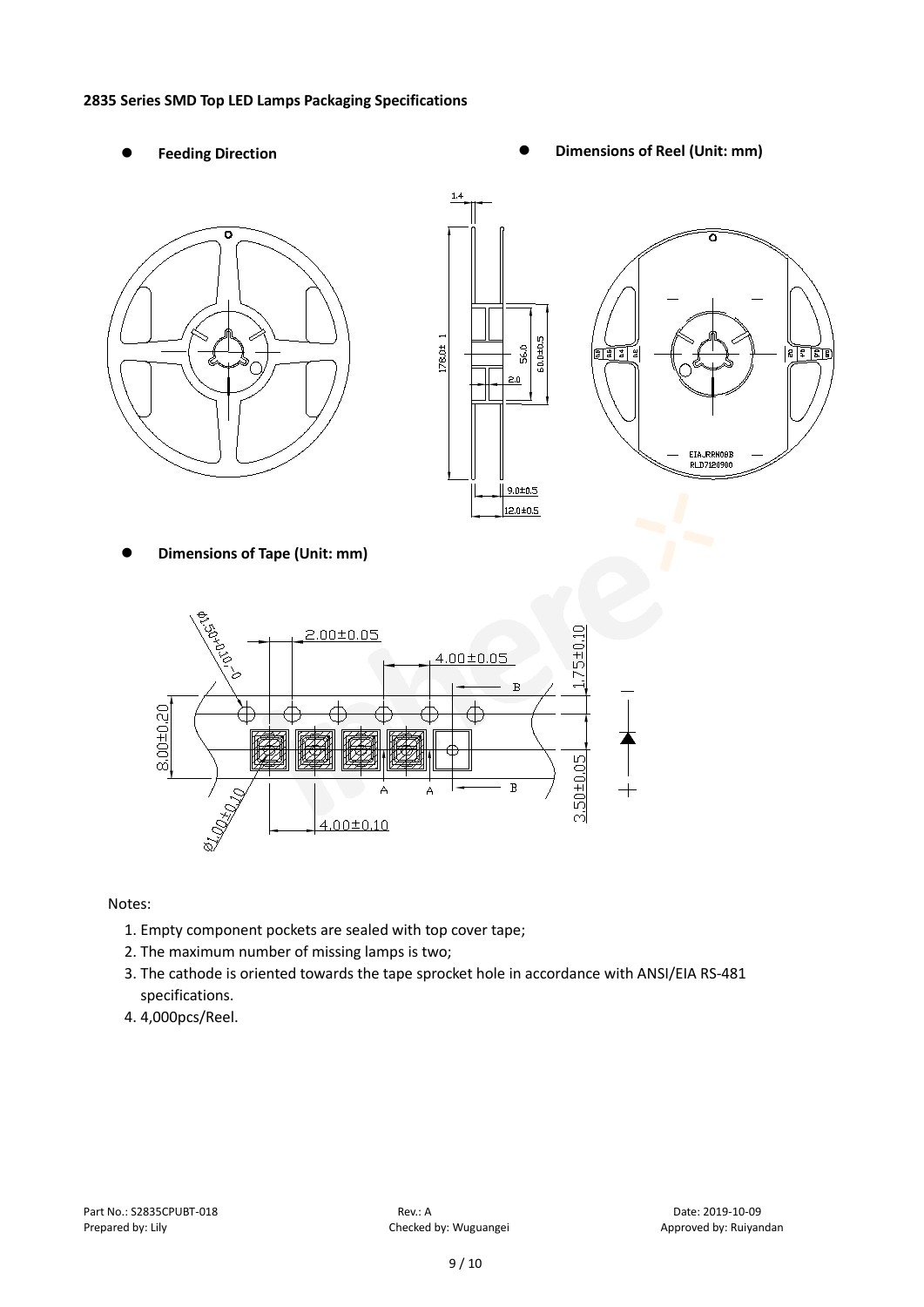**2835 Series SMD Top LED Lamps Packaging Specifications**

- **Feeding Direction**
- **Dimensions of Reel (Unit: mm)**
- **Dimensions of Tape (Unit: mm)**

Notes:

1. Empty component pockets are sealed with top cover tape;
2. The maximum number of missing lamps is two;
3. The cathode is oriented towards the tape sprocket hole in accordance with ANSI/EIA RS-481 specifications.
4. 4,000pcs/Reel.

Part No.: S2835CPUBT-018 | Rev.: A | Date: 2019-10-09

Prepared by: Lily | Checked by: Wuguangei | Approved by: Ruiyandan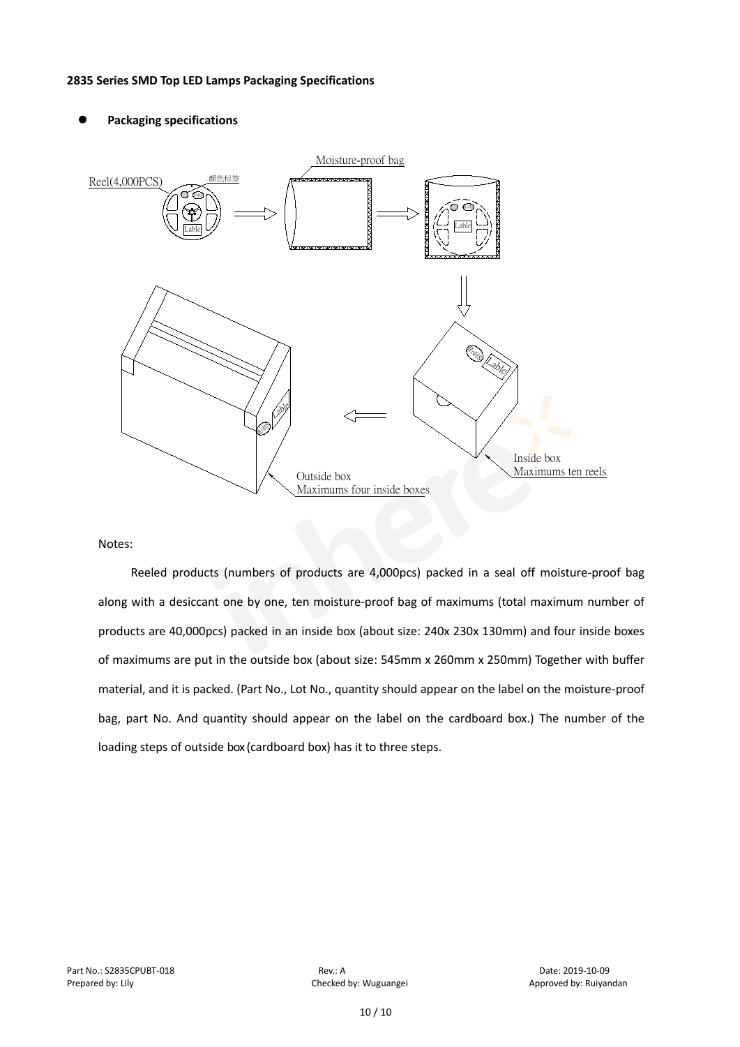**2835 Series SMD Top LED Lamps Packaging Specifications**

- **Packaging specifications**

Moisture-proof bag

Reel(4,000PCS)

颜色标签

Lable

Inside box
Maximums ten reels

Outside box
Maximums four inside boxes

Notes:

Reeled products (numbers of products are 4,000pcs) packed in a seal off moisture-proof bag along with a desiccant one by one, ten moisture-proof bag of maximums (total maximum number of products are 40,000pcs) packed in an inside box (about size: 240x 230x 130mm) and four inside boxes of maximums are put in the outside box (about size: 545mm x 260mm x 250mm) Together with buffer material, and it is packed. (Part No., Lot No., quantity should appear on the label on the moisture-proof bag, part No. And quantity should appear on the label on the cardboard box.) The number of the loading steps of outside box (cardboard box) has it to three steps.

Part No.: S2835CPUBT-018 | Rev.: A | Date: 2019-10-09
Prepared by: Lily | Checked by: Wuguangei | Approved by: Ruiyandan